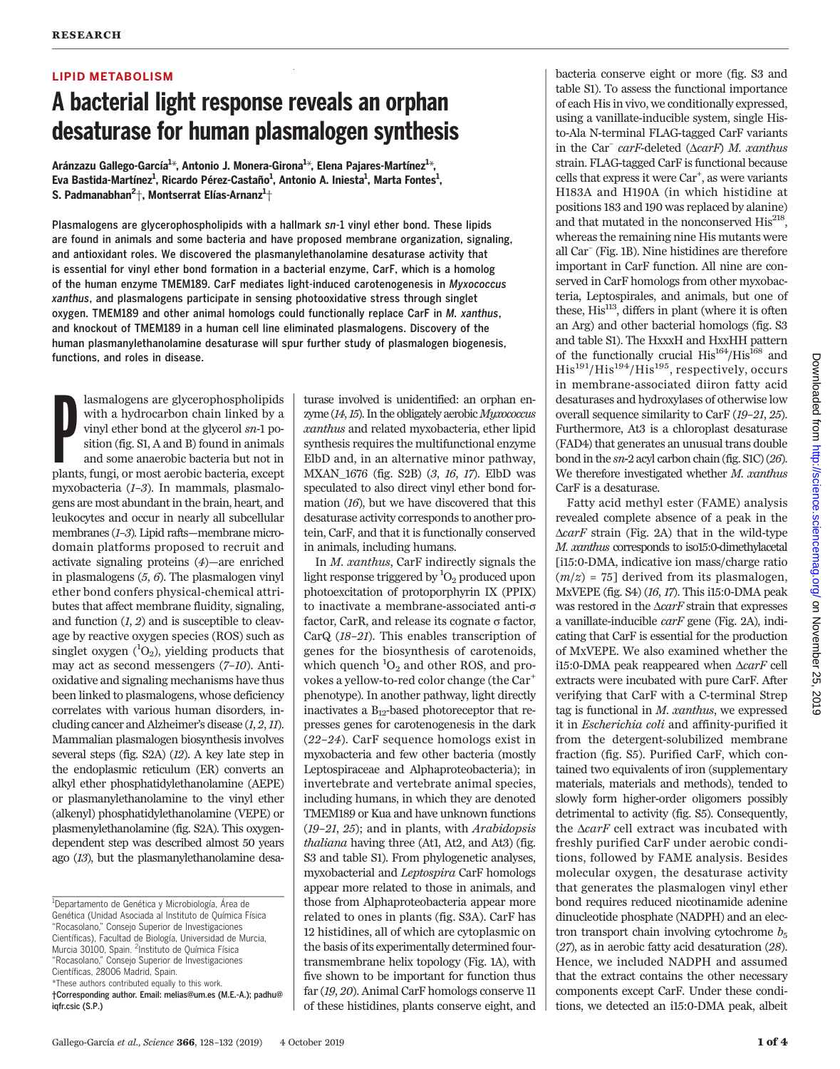RESEARCH

LIPID METABOLISM

# A bacterial light response reveals an orphan desaturase for human plasmalogen synthesis

Aránzazu Gallego-García[1]*, Antonio J. Monera-Girona[1]*, Elena Pajares-Martínez[1]*, Eva Bastida-Martínez[1], Ricardo Pérez-Castaño[1], Antonio A. Iniesta[1], Marta Fontes[1], S. Padmanabhan[2]†, Montserrat Elías-Arnanz[1]†

**Plasmalogens are glycerophospholipids with a hallmark *sn*-1 vinyl ether bond. These lipids are found in animals and some bacteria and have proposed membrane organization, signaling, and antioxidant roles. We discovered the plasmanylethanolamine desaturase activity that is essential for vinyl ether bond formation in a bacterial enzyme, CarF, which is a homolog of the human enzyme TMEM189. CarF mediates light-induced carotenogenesis in *Myxococcus xanthus*, and plasmalogens participate in sensing photooxidative stress through singlet oxygen. TMEM189 and other animal homologs could functionally replace CarF in *M. xanthus*, and knockout of TMEM189 in a human cell line eliminated plasmalogens. Discovery of the human plasmanylethanolamine desaturase will spur further study of plasmalogen biogenesis, functions, and roles in disease.**

Plasmalogens are glycerophospholipids with a hydrocarbon chain linked by a vinyl ether bond at the glycerol *sn*-1 position (fig. S1, A and B) found in animals and some anaerobic bacteria but not in plants, fungi, or most aerobic bacteria, except myxobacteria (*1*–*3*). In mammals, plasmalogens are most abundant in the brain, heart, and leukocytes and occur in nearly all subcellular membranes (*1*–*3*). Lipid rafts—membrane microdomain platforms proposed to recruit and activate signaling proteins (*4*)—are enriched in plasmalogens (*5*, *6*). The plasmalogen vinyl ether bond confers physical-chemical attributes that affect membrane fluidity, signaling, and function (*1*, *2*) and is susceptible to cleavage by reactive oxygen species (ROS) such as singlet oxygen ($^1O_2$), yielding products that may act as second messengers (*7*–*10*). Antioxidative and signaling mechanisms have thus been linked to plasmalogens, whose deficiency correlates with various human disorders, including cancer and Alzheimer's disease (*1*, *2*, *11*). Mammalian plasmalogen biosynthesis involves several steps (fig. S2A) (*12*). A key late step in the endoplasmic reticulum (ER) converts an alkyl ether phosphatidylethanolamine (AEPE) or plasmanylethanolamine to the vinyl ether (alkenyl) phosphatidylethanolamine (VEPE) or plasmenylethanolamine (fig. S2A). This oxygen-dependent step was described almost 50 years ago (*13*), but the plasmanylethanolamine desaturase involved is unidentified: an orphan enzyme (*14*, *15*). In the obligately aerobic *Myxococcus xanthus* and related myxobacteria, ether lipid synthesis requires the multifunctional enzyme ElbD and, in an alternative minor pathway, MXAN_1676 (fig. S2B) (*3*, *16*, *17*). ElbD was speculated to also direct vinyl ether bond formation (*16*), but we have discovered that this desaturase activity corresponds to another protein, CarF, and that it is functionally conserved in animals, including humans.

In *M. xanthus*, CarF indirectly signals the light response triggered by $^1O_2$ produced upon photoexcitation of protoporphyrin IX (PPIX) to inactivate a membrane-associated anti-σ factor, CarR, and release its cognate σ factor, CarQ (*18*–*21*). This enables transcription of genes for the biosynthesis of carotenoids, which quench $^1O_2$ and other ROS, and provokes a yellow-to-red color change (the Car[+] phenotype). In another pathway, light directly inactivates a $B_{12}$-based photoreceptor that represses genes for carotenogenesis in the dark (*22*–*24*). CarF sequence homologs exist in myxobacteria and few other bacteria (mostly Leptospiraceae and Alphaproteobacteria); in invertebrate and vertebrate animal species, including humans, in which they are denoted TMEM189 or Kua and have unknown functions (*19*–*21*, *25*); and in plants, with *Arabidopsis thaliana* having three (At1, At2, and At3) (fig. S3 and table S1). From phylogenetic analyses, myxobacterial and *Leptospira* CarF homologs appear more related to those in animals, and those from Alphaproteobacteria appear more related to ones in plants (fig. S3A). CarF has 12 histidines, all of which are cytoplasmic on the basis of its experimentally determined four-transmembrane helix topology (Fig. 1A), with five shown to be important for function thus far (*19*, *20*). Animal CarF homologs conserve 11 of these histidines, plants conserve eight, and bacteria conserve eight or more (fig. S3 and table S1). To assess the functional importance of each His in vivo, we conditionally expressed, using a vanillate-inducible system, single His-to-Ala N-terminal FLAG-tagged CarF variants in the Car[−] *carF*-deleted (Δ*carF*) *M. xanthus* strain. FLAG-tagged CarF is functional because cells that express it were Car[+], as were variants H183A and H190A (in which histidine at positions 183 and 190 was replaced by alanine) and that mutated in the nonconserved His[218], whereas the remaining nine His mutants were all Car[−] (Fig. 1B). Nine histidines are therefore important in CarF function. All nine are conserved in CarF homologs from other myxobacteria, Leptospirales, and animals, but one of these, His[113], differs in plant (where it is often an Arg) and other bacterial homologs (fig. S3 and table S1). The HxxxH and HxxHH pattern of the functionally crucial His[164]/His[168] and His[191]/His[194]/His[195], respectively, occurs in membrane-associated diiron fatty acid desaturases and hydroxylases of otherwise low overall sequence similarity to CarF (*19*–*21*, *25*). Furthermore, At3 is a chloroplast desaturase (FAD4) that generates an unusual trans double bond in the *sn*-2 acyl carbon chain (fig. S1C) (*26*). We therefore investigated whether *M. xanthus* CarF is a desaturase.

Fatty acid methyl ester (FAME) analysis revealed complete absence of a peak in the Δ*carF* strain (Fig. 2A) that in the wild-type *M. xanthus* corresponds to iso15:0-dimethylacetal [i15:0-DMA, indicative ion mass/charge ratio ($m/z$) = 75] derived from its plasmalogen, MxVEPE (fig. S4) (*16*, *17*). This i15:0-DMA peak was restored in the Δ*carF* strain that expresses a vanillate-inducible *carF* gene (Fig. 2A), indicating that CarF is essential for the production of MxVEPE. We also examined whether the i15:0-DMA peak reappeared when Δ*carF* cell extracts were incubated with pure CarF. After verifying that CarF with a C-terminal Strep tag is functional in *M. xanthus*, we expressed it in *Escherichia coli* and affinity-purified it from the detergent-solubilized membrane fraction (fig. S5). Purified CarF, which contained two equivalents of iron (supplementary materials, materials and methods), tended to slowly form higher-order oligomers possibly detrimental to activity (fig. S5). Consequently, the Δ*carF* cell extract was incubated with freshly purified CarF under aerobic conditions, followed by FAME analysis. Besides molecular oxygen, the desaturase activity that generates the plasmalogen vinyl ether bond requires reduced nicotinamide adenine dinucleotide phosphate (NADPH) and an electron transport chain involving cytochrome $b_5$ (*27*), as in aerobic fatty acid desaturation (*28*). Hence, we included NADPH and assumed that the extract contains the other necessary components except CarF. Under these conditions, we detected an i15:0-DMA peak, albeit

[1]Departamento de Genética y Microbiología, Área de Genética (Unidad Asociada al Instituto de Química Física "Rocasolano," Consejo Superior de Investigaciones Científicas), Facultad de Biología, Universidad de Murcia, Murcia 30100, Spain. [2]Instituto de Química Física "Rocasolano," Consejo Superior de Investigaciones Científicas, 28006 Madrid, Spain.
*These authors contributed equally to this work.
†Corresponding author. Email: melias@um.es (M.E.-A.); padhu@iqfr.csic (S.P.)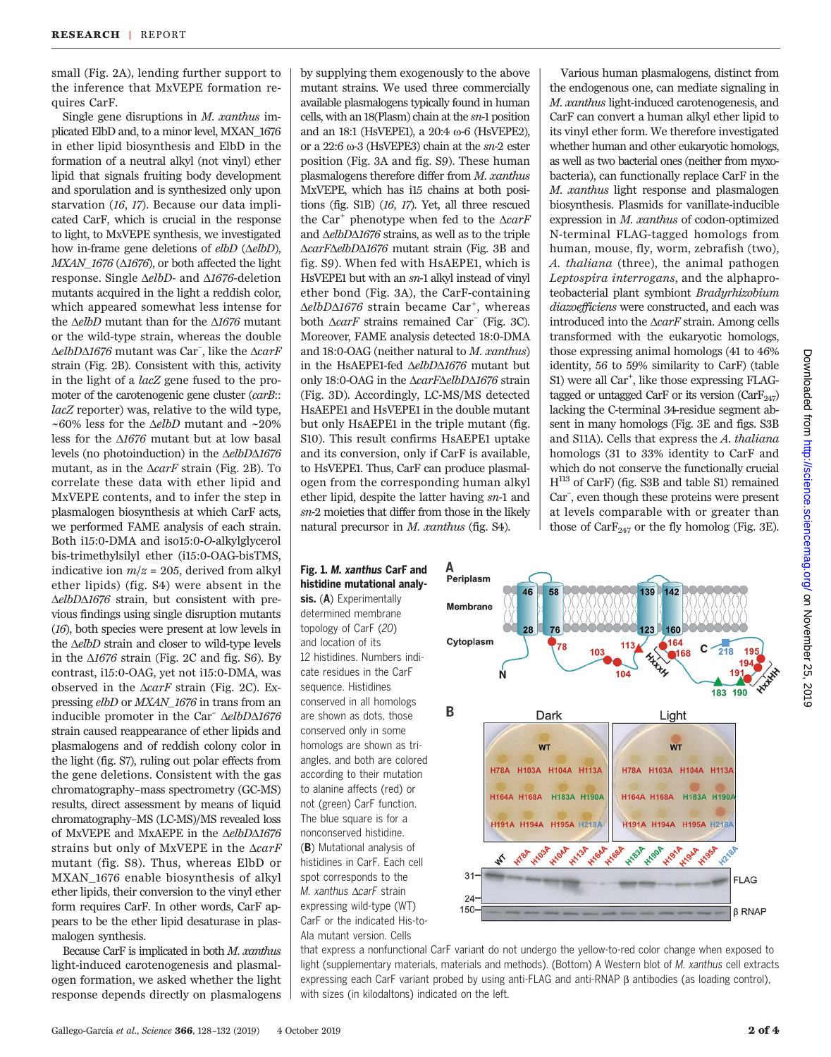small (Fig. 2A), lending further support to the inference that MxVEPE formation requires CarF.

Single gene disruptions in *M. xanthus* implicated ElbD and, to a minor level, MXAN_1676 in ether lipid biosynthesis and ElbD in the formation of a neutral alkyl (not vinyl) ether lipid that signals fruiting body development and sporulation and is synthesized only upon starvation (*16*, *17*). Because our data implicated CarF, which is crucial in the response to light, to MxVEPE synthesis, we investigated how in-frame gene deletions of *elbD* (Δ*elbD*), *MXAN_1676* (Δ*1676*), or both affected the light response. Single Δ*elbD*- and Δ*1676*-deletion mutants acquired in the light a reddish color, which appeared somewhat less intense for the Δ*elbD* mutant than for the Δ*1676* mutant or the wild-type strain, whereas the double Δ*elbD*Δ*1676* mutant was Car⁻, like the Δ*carF* strain (Fig. 2B). Consistent with this, activity in the light of a *lacZ* gene fused to the promoter of the carotenogenic gene cluster (*carB*::*lacZ* reporter) was, relative to the wild type, ~60% less for the Δ*elbD* mutant and ~20% less for the Δ*1676* mutant but at low basal levels (no photoinduction) in the Δ*elbD*Δ*1676* mutant, as in the Δ*carF* strain (Fig. 2B). To correlate these data with ether lipid and MxVEPE contents, and to infer the step in plasmalogen biosynthesis at which CarF acts, we performed FAME analysis of each strain. Both i15:0-DMA and iso15:0-*O*-alkylglycerol bis-trimethylsilyl ether (i15:0-OAG-bisTMS, indicative ion $m/z$ = 205, derived from alkyl ether lipids) (fig. S4) were absent in the Δ*elbD*Δ*1676* strain, but consistent with previous findings using single disruption mutants (*16*), both species were present at low levels in the Δ*elbD* strain and closer to wild-type levels in the Δ*1676* strain (Fig. 2C and fig. S6). By contrast, i15:0-OAG, yet not i15:0-DMA, was observed in the Δ*carF* strain (Fig. 2C). Expressing *elbD* or *MXAN_1676* in trans from an inducible promoter in the Car⁻ Δ*elbD*Δ*1676* strain caused reappearance of ether lipids and plasmalogens and of reddish colony color in the light (fig. S7), ruling out polar effects from the gene deletions. Consistent with the gas chromatography–mass spectrometry (GC-MS) results, direct assessment by means of liquid chromatography–MS (LC-MS)/MS revealed loss of MxVEPE and MxAEPE in the Δ*elbD*Δ*1676* strains but only of MxVEPE in the Δ*carF* mutant (fig. S8). Thus, whereas ElbD or MXAN_1676 enable biosynthesis of alkyl ether lipids, their conversion to the vinyl ether form requires CarF. In other words, CarF appears to be the ether lipid desaturase in plasmalogen synthesis.

Because CarF is implicated in both *M. xanthus* light-induced carotenogenesis and plasmalogen formation, we asked whether the light response depends directly on plasmalogens by supplying them exogenously to the above mutant strains. We used three commercially available plasmalogens typically found in human cells, with an 18(Plasm) chain at the *sn*-1 position and an 18:1 (HsVEPE1), a 20:4 ω-6 (HsVEPE2), or a 22:6 ω-3 (HsVEPE3) chain at the *sn*-2 ester position (Fig. 3A and fig. S9). These human plasmalogens therefore differ from *M. xanthus* MxVEPE, which has i15 chains at both positions (fig. S1B) (*16*, *17*). Yet, all three rescued the Car⁺ phenotype when fed to the Δ*carF* and Δ*elbD*Δ*1676* strains, as well as to the triple Δ*carF*Δ*elbD*Δ*1676* mutant strain (Fig. 3B and fig. S9). When fed with HsAEPE1, which is HsVEPE1 but with an *sn*-1 alkyl instead of vinyl ether bond (Fig. 3A), the CarF-containing Δ*elbD*Δ*1676* strain became Car⁺, whereas both Δ*carF* strains remained Car⁻ (Fig. 3C). Moreover, FAME analysis detected 18:0-DMA and 18:0-OAG (neither natural to *M. xanthus*) in the HsAEPE1-fed Δ*elbD*Δ*1676* mutant but only 18:0-OAG in the Δ*carF*Δ*elbD*Δ*1676* strain (Fig. 3D). Accordingly, LC-MS/MS detected HsAEPE1 and HsVEPE1 in the double mutant but only HsAEPE1 in the triple mutant (fig. S10). This result confirms HsAEPE1 uptake and its conversion, only if CarF is available, to HsVEPE1. Thus, CarF can produce plasmalogen from the corresponding human alkyl ether lipid, despite the latter having *sn*-1 and *sn*-2 moieties that differ from those in the likely natural precursor in *M. xanthus* (fig. S4).

Various human plasmalogens, distinct from the endogenous one, can mediate signaling in *M. xanthus* light-induced carotenogenesis, and CarF can convert a human alkyl ether lipid to its vinyl ether form. We therefore investigated whether human and other eukaryotic homologs, as well as two bacterial ones (neither from myxobacteria), can functionally replace CarF in the *M. xanthus* light response and plasmalogen biosynthesis. Plasmids for vanillate-inducible expression in *M. xanthus* of codon-optimized N-terminal FLAG-tagged homologs from human, mouse, fly, worm, zebrafish (two), *A. thaliana* (three), the animal pathogen *Leptospira interrogans*, and the alphaproteobacterial plant symbiont *Bradyrhizobium diazoefficiens* were constructed, and each was introduced into the Δ*carF* strain. Among cells transformed with the eukaryotic homologs, those expressing animal homologs (41 to 46% identity, 56 to 59% similarity to CarF) (table S1) were all Car⁺, like those expressing FLAG-tagged or untagged CarF or its version ($CarF_{247}$) lacking the C-terminal 34-residue segment absent in many homologs (Fig. 3E and figs. S3B and S11A). Cells that express the *A. thaliana* homologs (31 to 33% identity to CarF and which do not conserve the functionally crucial $H^{113}$ of CarF) (fig. S3B and table S1) remained Car⁻, even though these proteins were present at levels comparable with or greater than those of $CarF_{247}$ or the fly homolog (Fig. 3E).

**Fig. 1. *M. xanthus* CarF and histidine mutational analysis.** (**A**) Experimentally determined membrane topology of CarF (*20*) and location of its 12 histidines. Numbers indicate residues in the CarF sequence. Histidines conserved in all homologs are shown as dots, those conserved only in some homologs are shown as triangles, and both are colored according to their mutation to alanine affects (red) or not (green) CarF function. The blue square is for a nonconserved histidine. (**B**) Mutational analysis of histidines in CarF. Each cell spot corresponds to the *M. xanthus* Δ*carF* strain expressing wild-type (WT) CarF or the indicated His-to-Ala mutant version. Cells that express a nonfunctional CarF variant do not undergo the yellow-to-red color change when exposed to light (supplementary materials, materials and methods). (Bottom) A Western blot of *M. xanthus* cell extracts expressing each CarF variant probed by using anti-FLAG and anti-RNAP β antibodies (as loading control), with sizes (in kilodaltons) indicated on the left.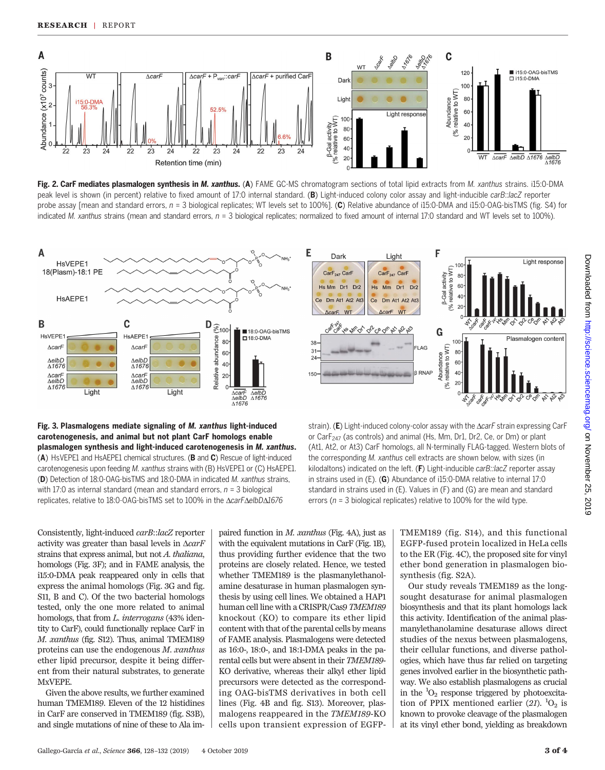**Fig. 2. CarF mediates plasmalogen synthesis in *M. xanthus*.** (**A**) FAME GC-MS chromatogram sections of total lipid extracts from *M. xanthus* strains. i15:0-DMA peak level is shown (in percent) relative to fixed amount of 17:0 internal standard. (**B**) Light-induced colony color assay and light-inducible *carB*::*lacZ* reporter probe assay [mean and standard errors, *n* = 3 biological replicates; WT levels set to 100%]. (**C**) Relative abundance of i15:0-DMA and i15:0-OAG-bisTMS (fig. S4) for indicated *M. xanthus* strains (mean and standard errors, *n* = 3 biological replicates; normalized to fixed amount of internal 17:0 standard and WT levels set to 100%).

**Fig. 3. Plasmalogens mediate signaling of *M. xanthus* light-induced carotenogenesis, and animal but not plant CarF homologs enable plasmalogen synthesis and light-induced carotenogenesis in *M. xanthus*.** (**A**) HsVEPE1 and HsAEPE1 chemical structures. (**B** and **C**) Rescue of light-induced carotenogenesis upon feeding *M. xanthus* strains with (B) HsVEPE1 or (C) HsAEPE1. (**D**) Detection of 18:0-OAG-bisTMS and 18:0-DMA in indicated *M. xanthus* strains, with 17:0 as internal standard (mean and standard errors, *n* = 3 biological replicates, relative to 18:0-OAG-bisTMS set to 100% in the Δ*carF*Δ*elbD*Δ*1676* strain). (**E**) Light-induced colony-color assay with the Δ*carF* strain expressing CarF or CarF$_{247}$ (as controls) and animal (Hs, Mm, Dr1, Dr2, Ce, or Dm) or plant (At1, At2, or At3) CarF homologs, all N-terminally FLAG-tagged. Western blots of the corresponding *M. xanthus* cell extracts are shown below, with sizes (in kilodaltons) indicated on the left. (**F**) Light-inducible *carB*::*lacZ* reporter assay in strains used in (E). (**G**) Abundance of i15:0-DMA relative to internal 17:0 standard in strains used in (E). Values in (F) and (G) are mean and standard errors (*n* = 3 biological replicates) relative to 100% for the wild type.

Consistently, light-induced *carB*::*lacZ* reporter activity was greater than basal levels in Δ*carF* strains that express animal, but not *A. thaliana*, homologs (Fig. 3F); and in FAME analysis, the i15:0-DMA peak reappeared only in cells that express the animal homologs (Fig. 3G and fig. S11, B and C). Of the two bacterial homologs tested, only the one more related to animal homologs, that from *L. interrogans* (43% identity to CarF), could functionally replace CarF in *M. xanthus* (fig. S12). Thus, animal TMEM189 proteins can use the endogenous *M. xanthus* ether lipid precursor, despite it being different from their natural substrates, to generate MxVEPE.

Given the above results, we further examined human TMEM189. Eleven of the 12 histidines in CarF are conserved in TMEM189 (fig. S3B), and single mutations of nine of these to Ala impaired function in *M. xanthus* (Fig. 4A), just as with the equivalent mutations in CarF (Fig. 1B), thus providing further evidence that the two proteins are closely related. Hence, we tested whether TMEM189 is the plasmanylethanolamine desaturase in human plasmalogen synthesis by using cell lines. We obtained a HAP1 human cell line with a CRISPR/Cas9 *TMEM189* knockout (KO) to compare its ether lipid content with that of the parental cells by means of FAME analysis. Plasmalogens were detected as 16:0-, 18:0-, and 18:1-DMA peaks in the parental cells but were absent in their *TMEM189*-KO derivative, whereas their alkyl ether lipid precursors were detected as the corresponding OAG-bisTMS derivatives in both cell lines (Fig. 4B and fig. S13). Moreover, plasmalogens reappeared in the *TMEM189*-KO cells upon transient expression of EGFP-TMEM189 (fig. S14), and this functional EGFP-fused protein localized in HeLa cells to the ER (Fig. 4C), the proposed site for vinyl ether bond generation in plasmalogen biosynthesis (fig. S2A).

Our study reveals TMEM189 as the long-sought desaturase for animal plasmalogen biosynthesis and that its plant homologs lack this activity. Identification of the animal plasmanylethanolamine desaturase allows direct studies of the nexus between plasmalogens, their cellular functions, and diverse pathologies, which have thus far relied on targeting genes involved earlier in the biosynthetic pathway. We also establish plasmalogens as crucial in the $^1O_2$ response triggered by photoexcitation of PPIX mentioned earlier (21). $^1O_2$ is known to provoke cleavage of the plasmalogen at its vinyl ether bond, yielding as breakdown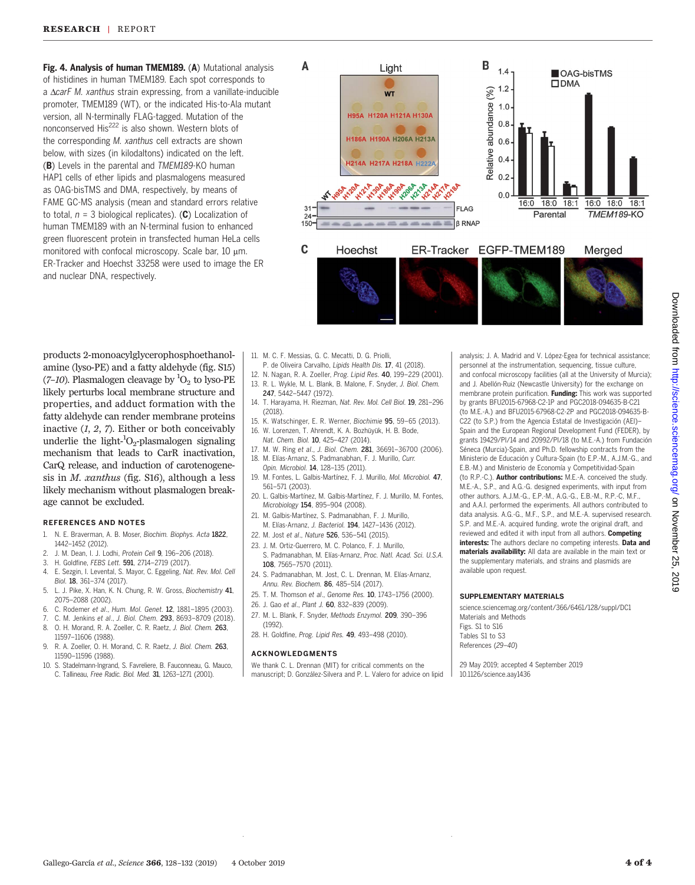**Fig. 4. Analysis of human TMEM189.** (**A**) Mutational analysis of histidines in human TMEM189. Each spot corresponds to a Δ*carF M. xanthus* strain expressing, from a vanillate-inducible promoter, TMEM189 (WT), or the indicated His-to-Ala mutant version, all N-terminally FLAG-tagged. Mutation of the nonconserved His[222] is also shown. Western blots of the corresponding *M. xanthus* cell extracts are shown below, with sizes (in kilodaltons) indicated on the left. (**B**) Levels in the parental and *TMEM189*-KO human HAP1 cells of ether lipids and plasmalogens measured as OAG-bisTMS and DMA, respectively, by means of FAME GC-MS analysis (mean and standard errors relative to total, *n* = 3 biological replicates). (**C**) Localization of human TMEM189 with an N-terminal fusion to enhanced green fluorescent protein in transfected human HeLa cells monitored with confocal microscopy. Scale bar, 10 μm. ER-Tracker and Hoechst 33258 were used to image the ER and nuclear DNA, respectively.

products 2-monoacylglycerophosphoethanolamine (lyso-PE) and a fatty aldehyde (fig. S15) (*7*–*10*). Plasmalogen cleavage by $^1O_2$ to lyso-PE likely perturbs local membrane structure and properties, and adduct formation with the fatty aldehyde can render membrane proteins inactive (*1*, *2*, *7*). Either or both conceivably underlie the light-$^1O_2$-plasmalogen signaling mechanism that leads to CarR inactivation, CarQ release, and induction of carotenogenesis in *M. xanthus* (fig. S16), although a less likely mechanism without plasmalogen breakage cannot be excluded.

## REFERENCES AND NOTES

1. N. E. Braverman, A. B. Moser, *Biochim. Biophys. Acta* **1822**, 1442–1452 (2012).
2. J. M. Dean, I. J. Lodhi, *Protein Cell* **9**, 196–206 (2018).
3. H. Goldfine, *FEBS Lett.* **591**, 2714–2719 (2017).
4. E. Sezgin, I. Levental, S. Mayor, C. Eggeling, *Nat. Rev. Mol. Cell Biol.* **18**, 361–374 (2017).
5. L. J. Pike, X. Han, K. N. Chung, R. W. Gross, *Biochemistry* **41**, 2075–2088 (2002).
6. C. Rodemer *et al.*, *Hum. Mol. Genet.* **12**, 1881–1895 (2003).
7. C. M. Jenkins *et al.*, *J. Biol. Chem.* **293**, 8693–8709 (2018).
8. O. H. Morand, R. A. Zoeller, C. R. Raetz, *J. Biol. Chem.* **263**, 11597–11606 (1988).
9. R. A. Zoeller, O. H. Morand, C. R. Raetz, *J. Biol. Chem.* **263**, 11590–11596 (1988).
10. S. Stadelmann-Ingrand, S. Favreliere, B. Fauconneau, G. Mauco, C. Tallineau, *Free Radic. Biol. Med.* **31**, 1263–1271 (2001).
11. M. C. F. Messias, G. C. Mecatti, D. G. Priolli, P. de Oliveira Carvalho, *Lipids Health Dis.* **17**, 41 (2018).
12. N. Nagan, R. A. Zoeller, *Prog. Lipid Res.* **40**, 199–229 (2001).
13. R. L. Wykle, M. L. Blank, B. Malone, F. Snyder, *J. Biol. Chem.* **247**, 5442–5447 (1972).
14. T. Harayama, H. Riezman, *Nat. Rev. Mol. Cell Biol.* **19**, 281–296 (2018).
15. K. Watschinger, E. R. Werner, *Biochimie* **95**, 59–65 (2013).
16. W. Lorenzen, T. Ahrendt, K. A. Bozhüyük, H. B. Bode, *Nat. Chem. Biol.* **10**, 425–427 (2014).
17. M. W. Ring *et al.*, *J. Biol. Chem.* **281**, 36691–36700 (2006).
18. M. Elías-Arnanz, S. Padmanabhan, F. J. Murillo, *Curr. Opin. Microbiol.* **14**, 128–135 (2011).
19. M. Fontes, L. Galbis-Martínez, F. J. Murillo, *Mol. Microbiol.* **47**, 561–571 (2003).
20. L. Galbis-Martínez, M. Galbis-Martínez, F. J. Murillo, M. Fontes, *Microbiology* **154**, 895–904 (2008).
21. M. Galbis-Martínez, S. Padmanabhan, F. J. Murillo, M. Elías-Arnanz, *J. Bacteriol.* **194**, 1427–1436 (2012).
22. M. Jost *et al.*, *Nature* **526**, 536–541 (2015).
23. J. M. Ortiz-Guerrero, M. C. Polanco, F. J. Murillo, S. Padmanabhan, M. Elías-Arnanz, *Proc. Natl. Acad. Sci. U.S.A.* **108**, 7565–7570 (2011).
24. S. Padmanabhan, M. Jost, C. L. Drennan, M. Elías-Arnanz, *Annu. Rev. Biochem.* **86**, 485–514 (2017).
25. T. M. Thomson *et al.*, *Genome Res.* **10**, 1743–1756 (2000).
26. J. Gao *et al.*, *Plant J.* **60**, 832–839 (2009).
27. M. L. Blank, F. Snyder, *Methods Enzymol.* **209**, 390–396 (1992).
28. H. Goldfine, *Prog. Lipid Res.* **49**, 493–498 (2010).

## ACKNOWLEDGMENTS

We thank C. L. Drennan (MIT) for critical comments on the manuscript; D. González-Silvera and P. L. Valero for advice on lipid analysis; J. A. Madrid and V. López-Egea for technical assistance; personnel at the instrumentation, sequencing, tissue culture, and confocal microscopy facilities (all at the University of Murcia); and J. Abellón-Ruiz (Newcastle University) for the exchange on membrane protein purification. **Funding:** This work was supported by grants BFU2015-67968-C2-1P and PGC2018-094635-B-C21 (to M.E.-A.) and BFU2015-67968-C2-2P and PGC2018-094635-B-C22 (to S.P.) from the Agencia Estatal de Investigación (AEI)–Spain and the European Regional Development Fund (FEDER), by grants 19429/PI/14 and 20992/PI/18 (to M.E.-A.) from Fundación Séneca (Murcia)-Spain, and Ph.D. fellowship contracts from the Ministerio de Educación y Cultura-Spain (to E.P.-M., A.J.M.-G., and E.B.-M.) and Ministerio de Economía y Competitividad-Spain (to R.P.-C.). **Author contributions:** M.E.-A. conceived the study. M.E.-A., S.P., and A.G.-G. designed experiments, with input from other authors. A.J.M.-G., E.P.-M., A.G.-G., E.B.-M., R.P.-C, M.F., and A.A.I. performed the experiments. All authors contributed to data analysis. A.G.-G., M.F., S.P., and M.E.-A. supervised research. S.P. and M.E.-A. acquired funding, wrote the original draft, and reviewed and edited it with input from all authors. **Competing interests:** The authors declare no competing interests. **Data and materials availability:** All data are available in the main text or the supplementary materials, and strains and plasmids are available upon request.

## SUPPLEMENTARY MATERIALS

science.sciencemag.org/content/366/6461/128/suppl/DC1
Materials and Methods
Figs. S1 to S16
Tables S1 to S3
References (*29*–*40*)

29 May 2019; accepted 4 September 2019
10.1126/science.aay1436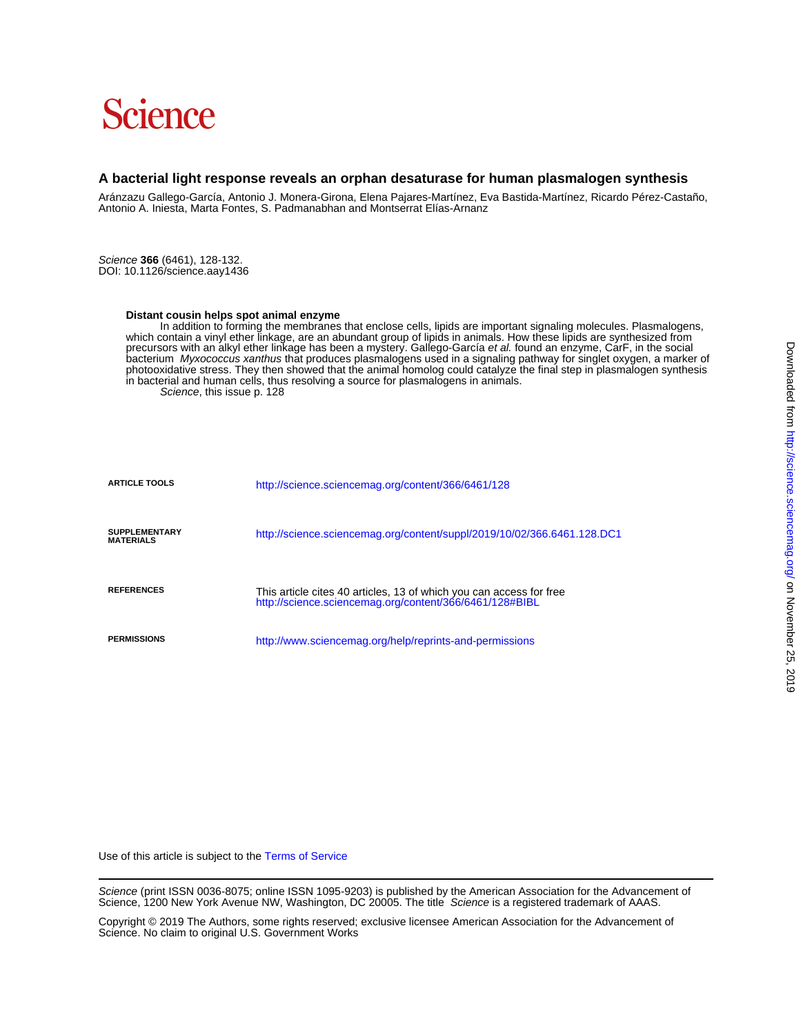# Science

## A bacterial light response reveals an orphan desaturase for human plasmalogen synthesis

Aránzazu Gallego-García, Antonio J. Monera-Girona, Elena Pajares-Martínez, Eva Bastida-Martínez, Ricardo Pérez-Castaño, Antonio A. Iniesta, Marta Fontes, S. Padmanabhan and Montserrat Elías-Arnanz

*Science* **366** (6461), 128-132.
DOI: 10.1126/science.aay1436

**Distant cousin helps spot animal enzyme**

In addition to forming the membranes that enclose cells, lipids are important signaling molecules. Plasmalogens, which contain a vinyl ether linkage, are an abundant group of lipids in animals. How these lipids are synthesized from precursors with an alkyl ether linkage has been a mystery. Gallego-García *et al.* found an enzyme, CarF, in the social bacterium *Myxococcus xanthus* that produces plasmalogens used in a signaling pathway for singlet oxygen, a marker of photooxidative stress. They then showed that the animal homolog could catalyze the final step in plasmalogen synthesis in bacterial and human cells, thus resolving a source for plasmalogens in animals.

*Science*, this issue p. 128

| | |
|---|---|
| **ARTICLE TOOLS** | http://science.sciencemag.org/content/366/6461/128 |
| **SUPPLEMENTARY MATERIALS** | http://science.sciencemag.org/content/suppl/2019/10/02/366.6461.128.DC1 |
| **REFERENCES** | This article cites 40 articles, 13 of which you can access for free http://science.sciencemag.org/content/366/6461/128#BIBL |
| **PERMISSIONS** | http://www.sciencemag.org/help/reprints-and-permissions |

Use of this article is subject to the Terms of Service

*Science* (print ISSN 0036-8075; online ISSN 1095-9203) is published by the American Association for the Advancement of Science, 1200 New York Avenue NW, Washington, DC 20005. The title *Science* is a registered trademark of AAAS.

Copyright © 2019 The Authors, some rights reserved; exclusive licensee American Association for the Advancement of Science. No claim to original U.S. Government Works

Downloaded from http://science.sciencemag.org/ on November 25, 2019